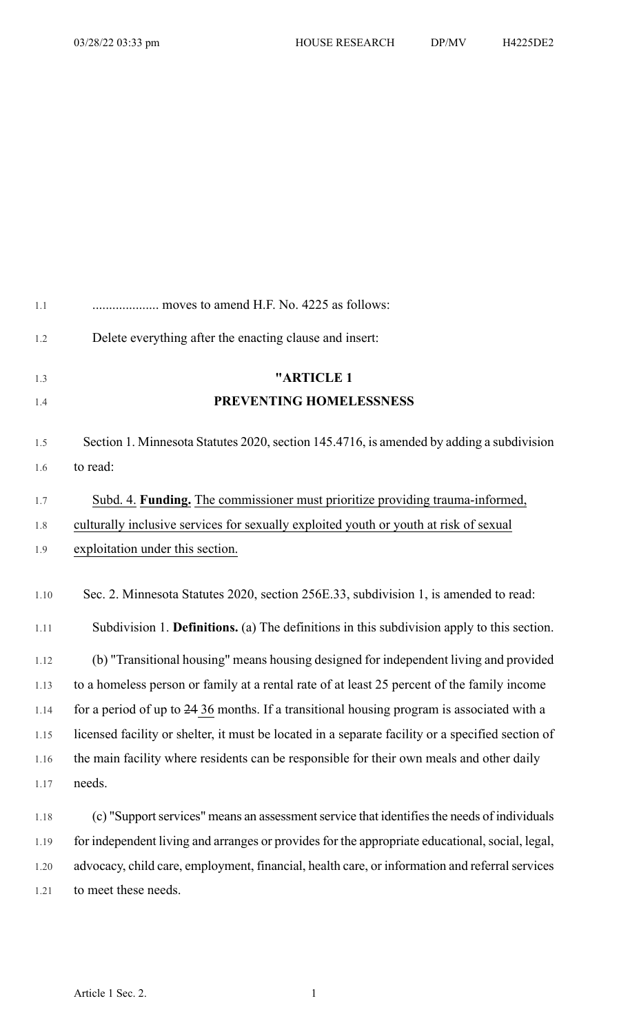.................... moves to amend H.F. No. 4225 as follows:

Delete everything after the enacting clause and insert:

## "ARTICLE 1
## PREVENTING HOMELESSNESS

Section 1. Minnesota Statutes 2020, section 145.4716, is amended by adding a subdivision to read:

Subd. 4. **Funding.** The commissioner must prioritize providing trauma-informed, culturally inclusive services for sexually exploited youth or youth at risk of sexual exploitation under this section.

Sec. 2. Minnesota Statutes 2020, section 256E.33, subdivision 1, is amended to read:

Subdivision 1. **Definitions.** (a) The definitions in this subdivision apply to this section.

(b) "Transitional housing" means housing designed for independent living and provided to a homeless person or family at a rental rate of at least 25 percent of the family income for a period of up to ~~24~~ 36 months. If a transitional housing program is associated with a licensed facility or shelter, it must be located in a separate facility or a specified section of the main facility where residents can be responsible for their own meals and other daily needs.

(c) "Support services" means an assessment service that identifies the needs of individuals for independent living and arranges or provides for the appropriate educational, social, legal, advocacy, child care, employment, financial, health care, or information and referral services to meet these needs.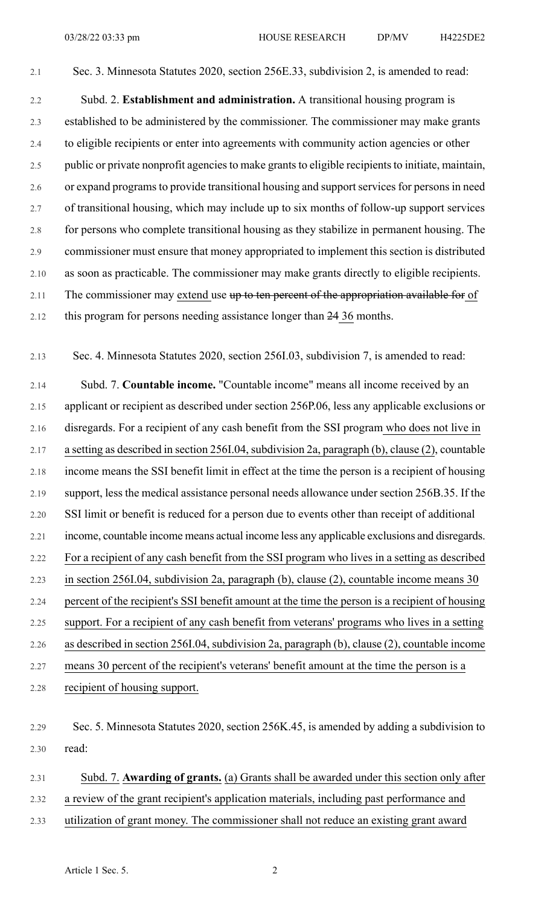Sec. 3. Minnesota Statutes 2020, section 256E.33, subdivision 2, is amended to read:

Subd. 2. **Establishment and administration.** A transitional housing program is established to be administered by the commissioner. The commissioner may make grants to eligible recipients or enter into agreements with community action agencies or other public or private nonprofit agencies to make grants to eligible recipients to initiate, maintain, or expand programs to provide transitional housing and support services for persons in need of transitional housing, which may include up to six months of follow-up support services for persons who complete transitional housing as they stabilize in permanent housing. The commissioner must ensure that money appropriated to implement this section is distributed as soon as practicable. The commissioner may make grants directly to eligible recipients. The commissioner may extend use ~~up to ten percent of the appropriation available for~~ of this program for persons needing assistance longer than ~~24~~ 36 months.

Sec. 4. Minnesota Statutes 2020, section 256I.03, subdivision 7, is amended to read:

Subd. 7. **Countable income.** "Countable income" means all income received by an applicant or recipient as described under section 256P.06, less any applicable exclusions or disregards. For a recipient of any cash benefit from the SSI program who does not live in a setting as described in section 256I.04, subdivision 2a, paragraph (b), clause (2), countable income means the SSI benefit limit in effect at the time the person is a recipient of housing support, less the medical assistance personal needs allowance under section 256B.35. If the SSI limit or benefit is reduced for a person due to events other than receipt of additional income, countable income means actual income less any applicable exclusions and disregards. For a recipient of any cash benefit from the SSI program who lives in a setting as described in section 256I.04, subdivision 2a, paragraph (b), clause (2), countable income means 30 percent of the recipient's SSI benefit amount at the time the person is a recipient of housing support. For a recipient of any cash benefit from veterans' programs who lives in a setting as described in section 256I.04, subdivision 2a, paragraph (b), clause (2), countable income means 30 percent of the recipient's veterans' benefit amount at the time the person is a recipient of housing support.

Sec. 5. Minnesota Statutes 2020, section 256K.45, is amended by adding a subdivision to read:

Subd. 7. **Awarding of grants.** (a) Grants shall be awarded under this section only after a review of the grant recipient's application materials, including past performance and utilization of grant money. The commissioner shall not reduce an existing grant award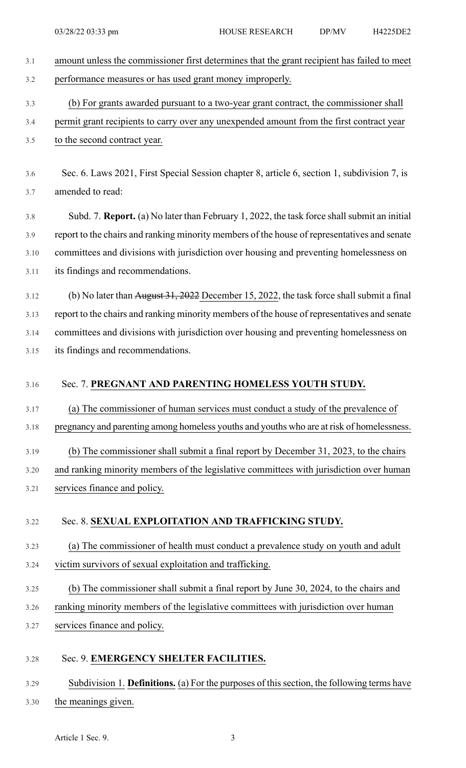amount unless the commissioner first determines that the grant recipient has failed to meet performance measures or has used grant money improperly.

(b) For grants awarded pursuant to a two-year grant contract, the commissioner shall permit grant recipients to carry over any unexpended amount from the first contract year to the second contract year.

Sec. 6. Laws 2021, First Special Session chapter 8, article 6, section 1, subdivision 7, is amended to read:

Subd. 7. **Report.** (a) No later than February 1, 2022, the task force shall submit an initial report to the chairs and ranking minority members of the house of representatives and senate committees and divisions with jurisdiction over housing and preventing homelessness on its findings and recommendations.

(b) No later than ~~August 31, 2022~~ December 15, 2022, the task force shall submit a final report to the chairs and ranking minority members of the house of representatives and senate committees and divisions with jurisdiction over housing and preventing homelessness on its findings and recommendations.

Sec. 7. **PREGNANT AND PARENTING HOMELESS YOUTH STUDY.**

(a) The commissioner of human services must conduct a study of the prevalence of pregnancy and parenting among homeless youths and youths who are at risk of homelessness.

(b) The commissioner shall submit a final report by December 31, 2023, to the chairs and ranking minority members of the legislative committees with jurisdiction over human services finance and policy.

Sec. 8. **SEXUAL EXPLOITATION AND TRAFFICKING STUDY.**

(a) The commissioner of health must conduct a prevalence study on youth and adult victim survivors of sexual exploitation and trafficking.

(b) The commissioner shall submit a final report by June 30, 2024, to the chairs and ranking minority members of the legislative committees with jurisdiction over human services finance and policy.

Sec. 9. **EMERGENCY SHELTER FACILITIES.**

Subdivision 1. **Definitions.** (a) For the purposes of this section, the following terms have the meanings given.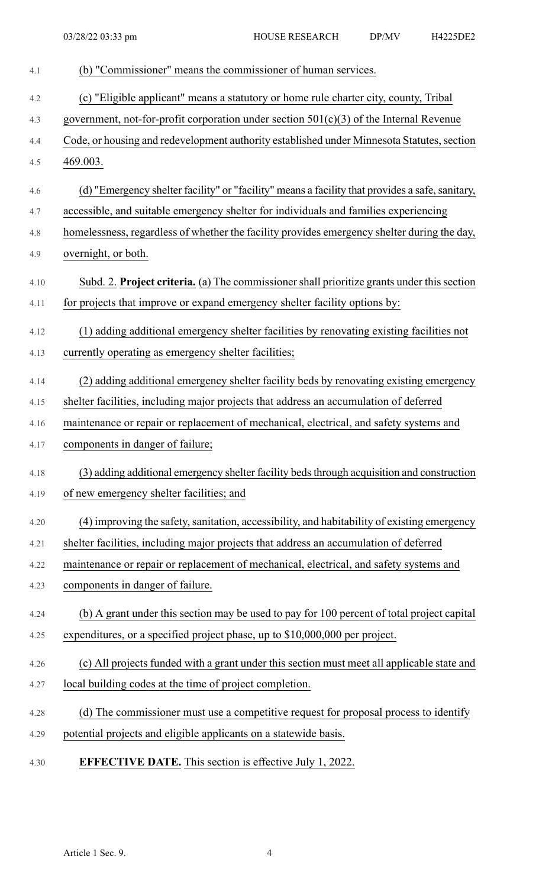(b) "Commissioner" means the commissioner of human services.

(c) "Eligible applicant" means a statutory or home rule charter city, county, Tribal government, not-for-profit corporation under section 501(c)(3) of the Internal Revenue Code, or housing and redevelopment authority established under Minnesota Statutes, section 469.003.

(d) "Emergency shelter facility" or "facility" means a facility that provides a safe, sanitary, accessible, and suitable emergency shelter for individuals and families experiencing homelessness, regardless of whether the facility provides emergency shelter during the day, overnight, or both.

Subd. 2. **Project criteria.** (a) The commissioner shall prioritize grants under this section for projects that improve or expand emergency shelter facility options by:

(1) adding additional emergency shelter facilities by renovating existing facilities not currently operating as emergency shelter facilities;

(2) adding additional emergency shelter facility beds by renovating existing emergency shelter facilities, including major projects that address an accumulation of deferred maintenance or repair or replacement of mechanical, electrical, and safety systems and components in danger of failure;

(3) adding additional emergency shelter facility beds through acquisition and construction of new emergency shelter facilities; and

(4) improving the safety, sanitation, accessibility, and habitability of existing emergency shelter facilities, including major projects that address an accumulation of deferred maintenance or repair or replacement of mechanical, electrical, and safety systems and components in danger of failure.

(b) A grant under this section may be used to pay for 100 percent of total project capital expenditures, or a specified project phase, up to $10,000,000 per project.

(c) All projects funded with a grant under this section must meet all applicable state and local building codes at the time of project completion.

(d) The commissioner must use a competitive request for proposal process to identify potential projects and eligible applicants on a statewide basis.

**EFFECTIVE DATE.** This section is effective July 1, 2022.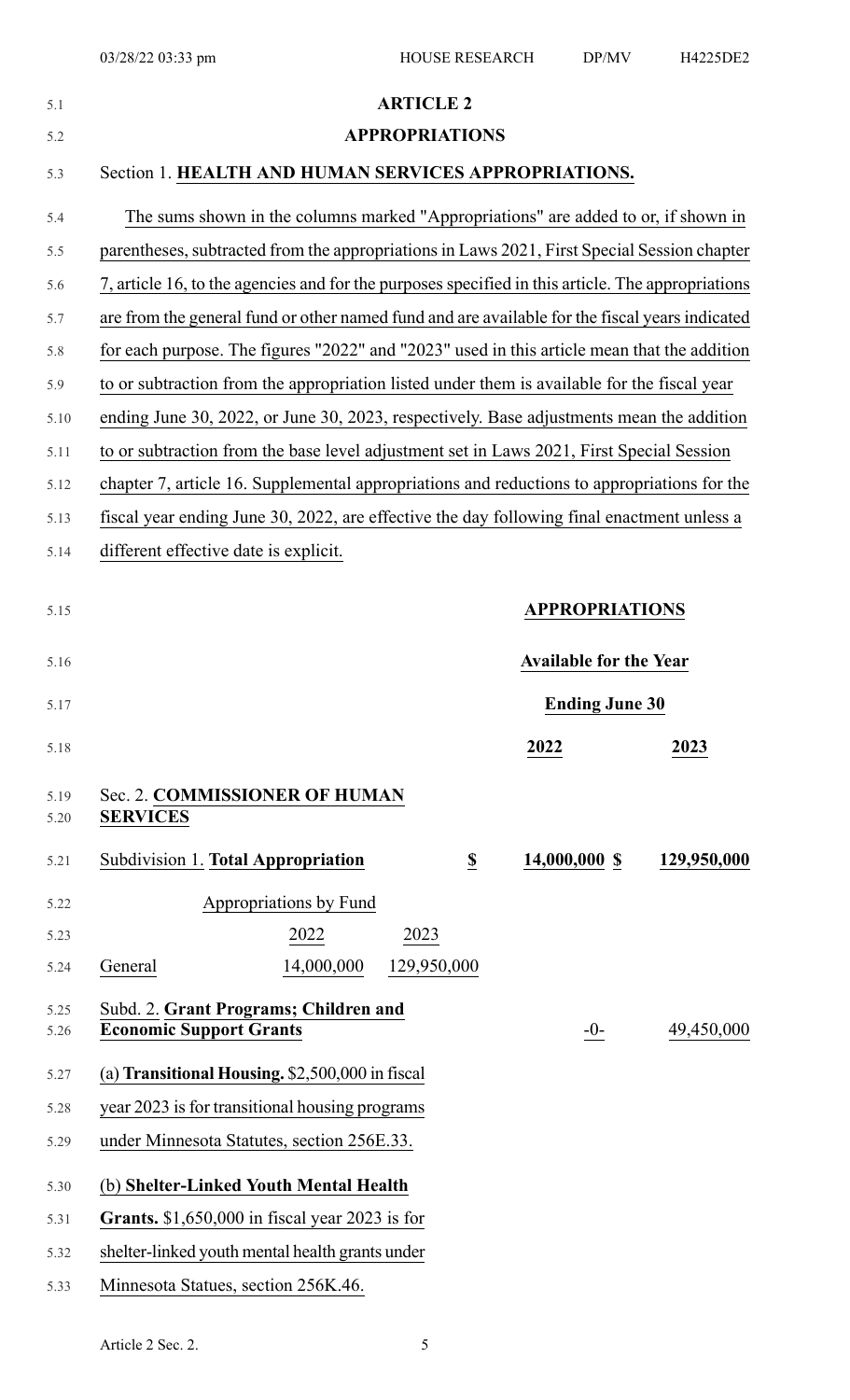## ARTICLE 2

## APPROPRIATIONS

Section 1. **HEALTH AND HUMAN SERVICES APPROPRIATIONS.**

The sums shown in the columns marked "Appropriations" are added to or, if shown in parentheses, subtracted from the appropriations in Laws 2021, First Special Session chapter 7, article 16, to the agencies and for the purposes specified in this article. The appropriations are from the general fund or other named fund and are available for the fiscal years indicated for each purpose. The figures "2022" and "2023" used in this article mean that the addition to or subtraction from the appropriation listed under them is available for the fiscal year ending June 30, 2022, or June 30, 2023, respectively. Base adjustments mean the addition to or subtraction from the base level adjustment set in Laws 2021, First Special Session chapter 7, article 16. Supplemental appropriations and reductions to appropriations for the fiscal year ending June 30, 2022, are effective the day following final enactment unless a different effective date is explicit.

| | APPROPRIATIONS | |
|---|---|---|
| | Available for the Year Ending June 30 | |
| | **2022** | **2023** |
| Sec. 2. **COMMISSIONER OF HUMAN SERVICES** | | |
| Subdivision 1. **Total Appropriation** | **$ 14,000,000** | **$ 129,950,000** |

| Appropriations by Fund | | |
|---|---|---|
| | 2022 | 2023 |
| General | 14,000,000 | 129,950,000 |

| | | |
|---|---|---|
| Subd. 2. **Grant Programs; Children and Economic Support Grants** | -0- | 49,450,000 |

(a) **Transitional Housing.** $2,500,000 in fiscal year 2023 is for transitional housing programs under Minnesota Statutes, section 256E.33.

(b) **Shelter-Linked Youth Mental Health Grants.** $1,650,000 in fiscal year 2023 is for shelter-linked youth mental health grants under Minnesota Statues, section 256K.46.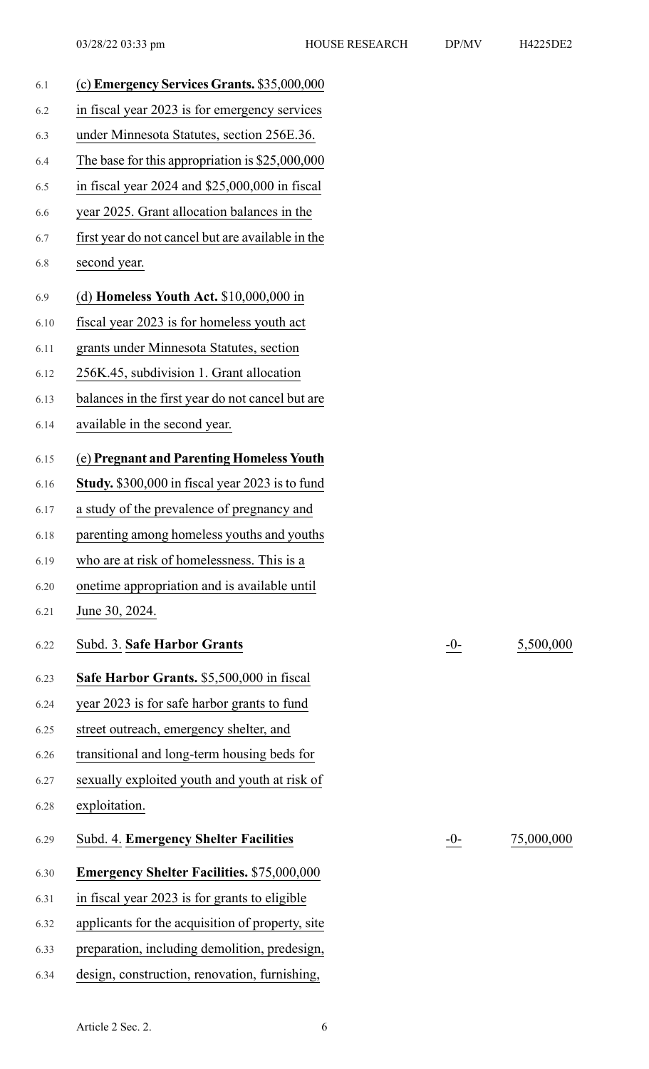(c) **Emergency Services Grants.** $35,000,000 in fiscal year 2023 is for emergency services under Minnesota Statutes, section 256E.36. The base for this appropriation is $25,000,000 in fiscal year 2024 and $25,000,000 in fiscal year 2025. Grant allocation balances in the first year do not cancel but are available in the second year.

(d) **Homeless Youth Act.** $10,000,000 in fiscal year 2023 is for homeless youth act grants under Minnesota Statutes, section 256K.45, subdivision 1. Grant allocation balances in the first year do not cancel but are available in the second year.

(e) **Pregnant and Parenting Homeless Youth Study.** $300,000 in fiscal year 2023 is to fund a study of the prevalence of pregnancy and parenting among homeless youths and youths who are at risk of homelessness. This is a onetime appropriation and is available until June 30, 2024.

| | | |
|---|---|---|
| Subd. 3. **Safe Harbor Grants** | -0- | 5,500,000 |

**Safe Harbor Grants.** $5,500,000 in fiscal year 2023 is for safe harbor grants to fund street outreach, emergency shelter, and transitional and long-term housing beds for sexually exploited youth and youth at risk of exploitation.

| | | |
|---|---|---|
| Subd. 4. **Emergency Shelter Facilities** | -0- | 75,000,000 |

**Emergency Shelter Facilities.** $75,000,000 in fiscal year 2023 is for grants to eligible applicants for the acquisition of property, site preparation, including demolition, predesign, design, construction, renovation, furnishing,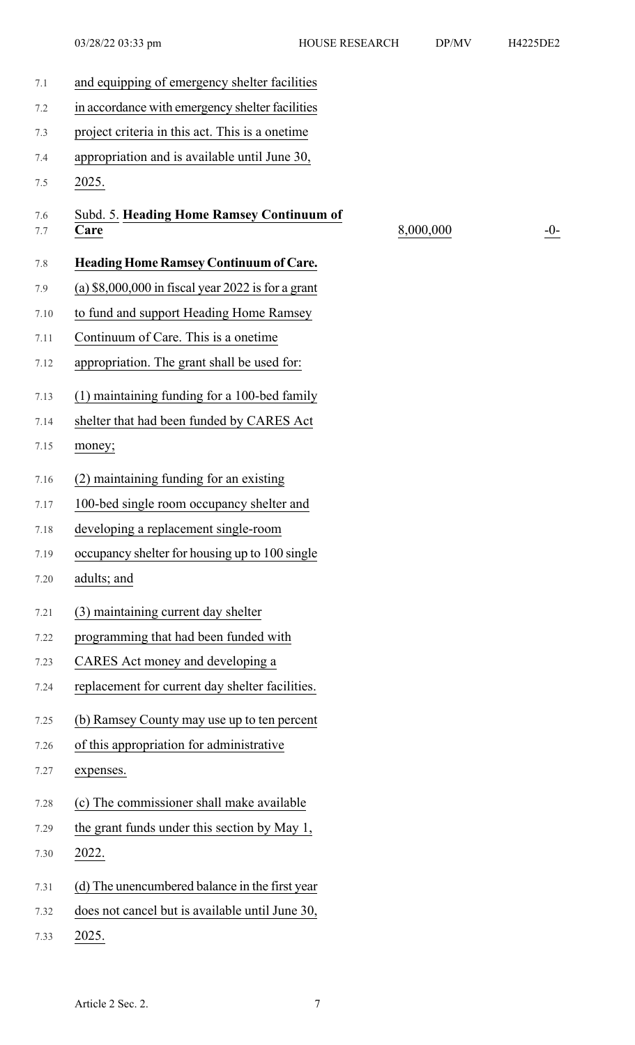and equipping of emergency shelter facilities in accordance with emergency shelter facilities project criteria in this act. This is a onetime appropriation and is available until June 30, 2025.

| | | |
|---|---|---|
| Subd. 5. **Heading Home Ramsey Continuum of Care** | 8,000,000 | -0- |

**Heading Home Ramsey Continuum of Care.**

(a) $8,000,000 in fiscal year 2022 is for a grant to fund and support Heading Home Ramsey Continuum of Care. This is a onetime appropriation. The grant shall be used for:

(1) maintaining funding for a 100-bed family shelter that had been funded by CARES Act money;

(2) maintaining funding for an existing 100-bed single room occupancy shelter and developing a replacement single-room occupancy shelter for housing up to 100 single adults; and

(3) maintaining current day shelter programming that had been funded with CARES Act money and developing a replacement for current day shelter facilities.

(b) Ramsey County may use up to ten percent of this appropriation for administrative expenses.

(c) The commissioner shall make available the grant funds under this section by May 1, 2022.

(d) The unencumbered balance in the first year does not cancel but is available until June 30, 2025.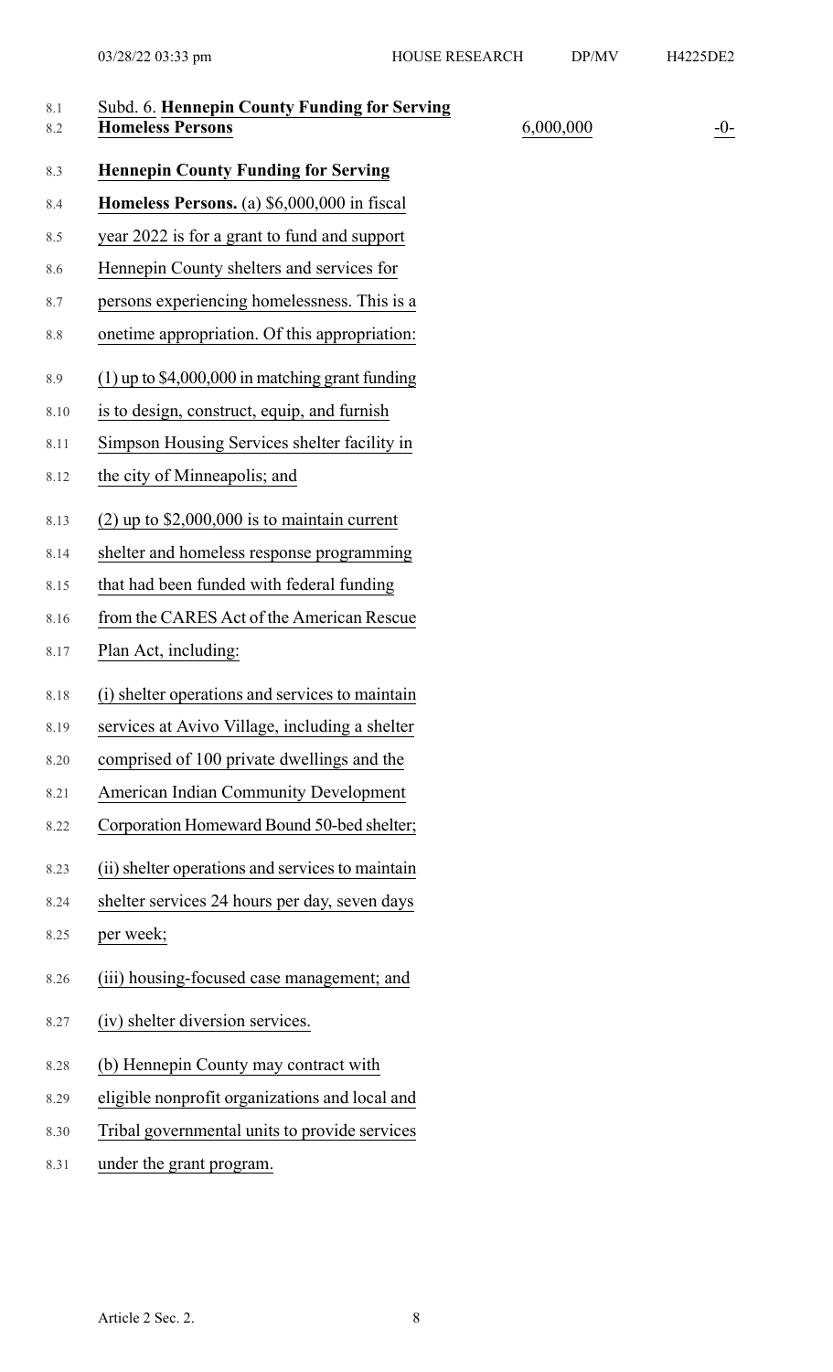| | | |
|---|---|---|
| Subd. 6. **Hennepin County Funding for Serving Homeless Persons** | 6,000,000 | -0- |

**Hennepin County Funding for Serving Homeless Persons.** (a) $6,000,000 in fiscal year 2022 is for a grant to fund and support Hennepin County shelters and services for persons experiencing homelessness. This is a onetime appropriation. Of this appropriation:

(1) up to $4,000,000 in matching grant funding is to design, construct, equip, and furnish Simpson Housing Services shelter facility in the city of Minneapolis; and

(2) up to $2,000,000 is to maintain current shelter and homeless response programming that had been funded with federal funding from the CARES Act of the American Rescue Plan Act, including:

(i) shelter operations and services to maintain services at Avivo Village, including a shelter comprised of 100 private dwellings and the American Indian Community Development Corporation Homeward Bound 50-bed shelter;

(ii) shelter operations and services to maintain shelter services 24 hours per day, seven days per week;

(iii) housing-focused case management; and

(iv) shelter diversion services.

(b) Hennepin County may contract with eligible nonprofit organizations and local and Tribal governmental units to provide services under the grant program.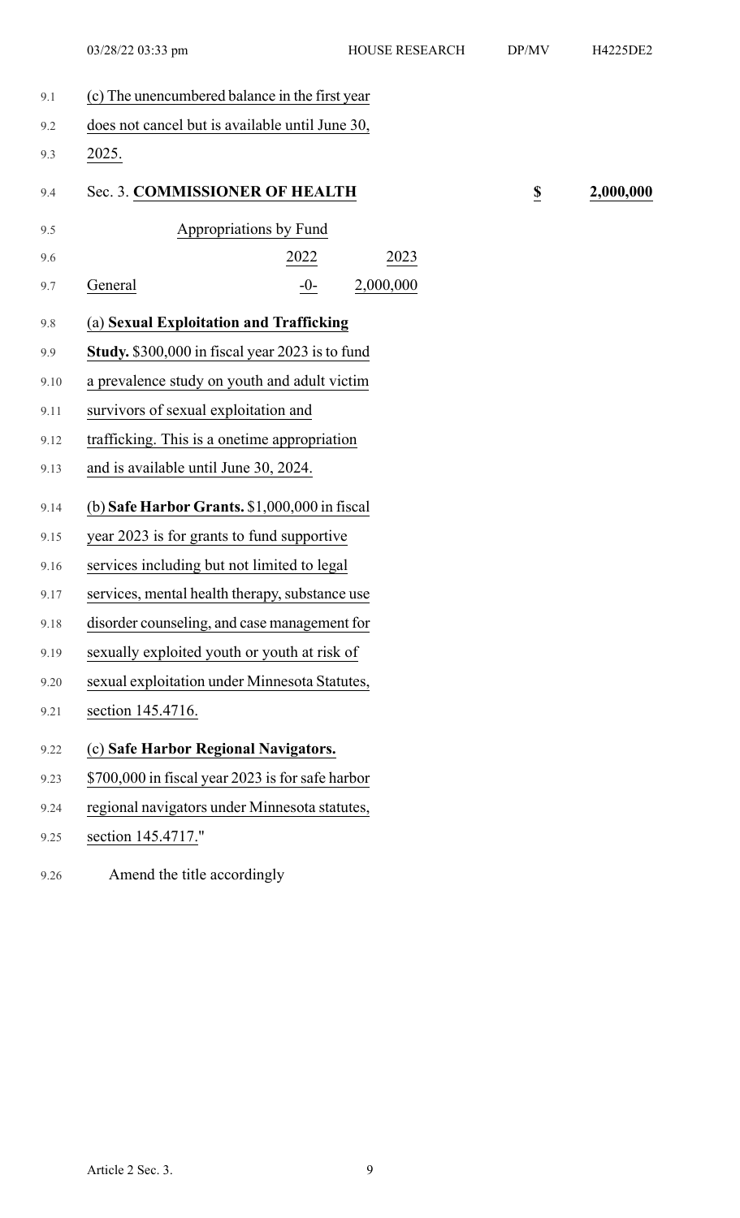(c) The unencumbered balance in the first year does not cancel but is available until June 30, 2025.

Sec. 3. **COMMISSIONER OF HEALTH** **$** **2,000,000**

| Appropriations by Fund | | |
|---|---|---|
| | 2022 | 2023 |
| General | -0- | 2,000,000 |

(a) **Sexual Exploitation and Trafficking Study.** $300,000 in fiscal year 2023 is to fund a prevalence study on youth and adult victim survivors of sexual exploitation and trafficking. This is a onetime appropriation and is available until June 30, 2024.

(b) **Safe Harbor Grants.** $1,000,000 in fiscal year 2023 is for grants to fund supportive services including but not limited to legal services, mental health therapy, substance use disorder counseling, and case management for sexually exploited youth or youth at risk of sexual exploitation under Minnesota Statutes, section 145.4716.

(c) **Safe Harbor Regional Navigators.** $700,000 in fiscal year 2023 is for safe harbor regional navigators under Minnesota statutes, section 145.4717."

Amend the title accordingly